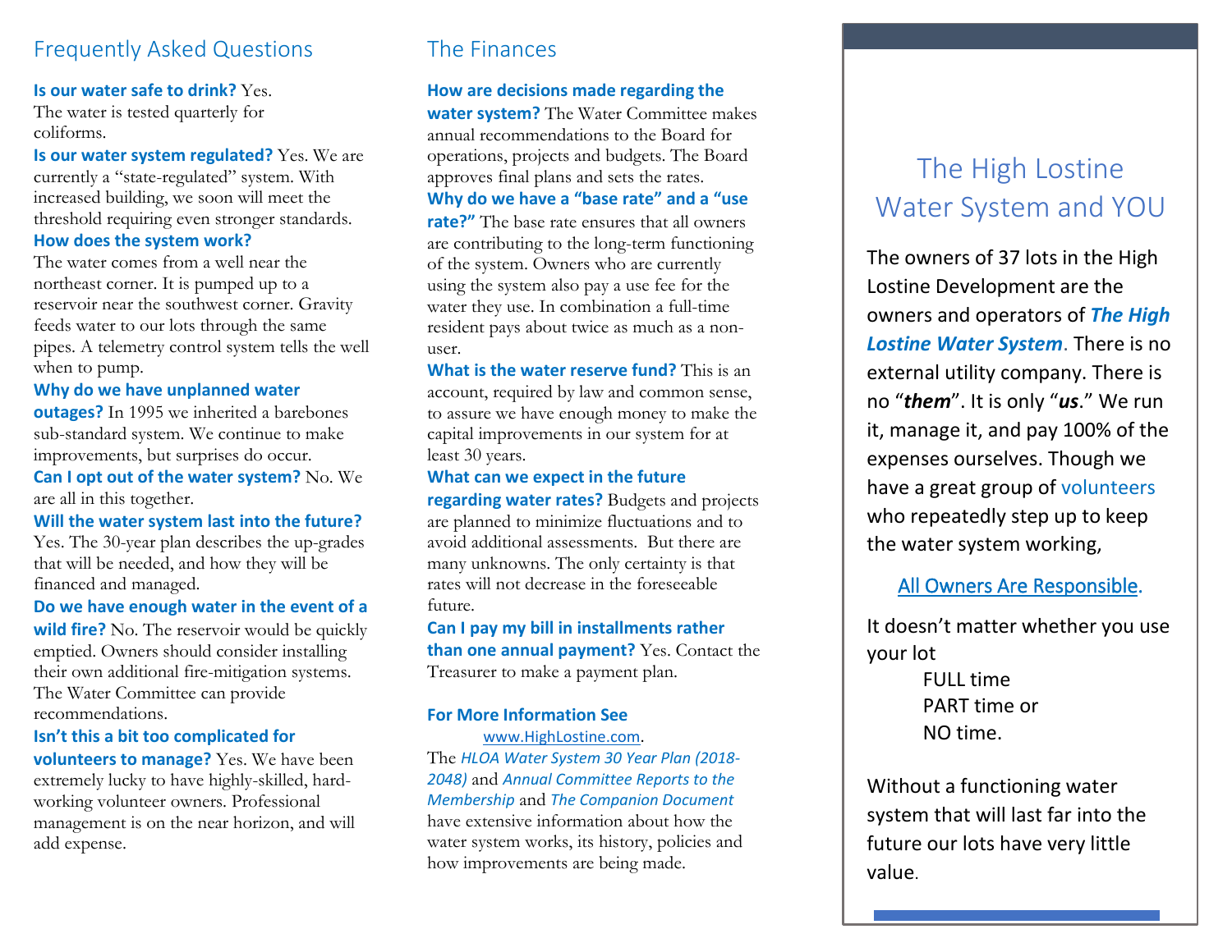## Frequently Asked Questions

**Is our water safe to drink?** Yes. The water is tested quarterly for coliforms.

**Is our water system regulated?** Yes. We are currently a "state-regulated" system. With increased building, we soon will meet the threshold requiring even stronger standards.

**How does the system work?**
The water comes from a well near the northeast corner. It is pumped up to a reservoir near the southwest corner. Gravity feeds water to our lots through the same pipes. A telemetry control system tells the well when to pump.

**Why do we have unplanned water outages?** In 1995 we inherited a barebones sub-standard system. We continue to make improvements, but surprises do occur.

**Can I opt out of the water system?** No. We are all in this together.

**Will the water system last into the future?** Yes. The 30-year plan describes the up-grades that will be needed, and how they will be financed and managed.

**Do we have enough water in the event of a wild fire?** No. The reservoir would be quickly emptied. Owners should consider installing their own additional fire-mitigation systems. The Water Committee can provide recommendations.

**Isn't this a bit too complicated for volunteers to manage?** Yes. We have been extremely lucky to have highly-skilled, hard-working volunteer owners. Professional management is on the near horizon, and will add expense.

## The Finances

**How are decisions made regarding the water system?** The Water Committee makes annual recommendations to the Board for operations, projects and budgets. The Board approves final plans and sets the rates.

**Why do we have a "base rate" and a "use rate?"** The base rate ensures that all owners are contributing to the long-term functioning of the system. Owners who are currently using the system also pay a use fee for the water they use. In combination a full-time resident pays about twice as much as a non-user.

**What is the water reserve fund?** This is an account, required by law and common sense, to assure we have enough money to make the capital improvements in our system for at least 30 years.

**What can we expect in the future regarding water rates?** Budgets and projects are planned to minimize fluctuations and to avoid additional assessments. But there are many unknowns. The only certainty is that rates will not decrease in the foreseeable future.

**Can I pay my bill in installments rather than one annual payment?** Yes. Contact the Treasurer to make a payment plan.

**For More Information See**

www.HighLostine.com.

The *HLOA Water System 30 Year Plan (2018-2048)* and *Annual Committee Reports to the Membership* and *The Companion Document* have extensive information about how the water system works, its history, policies and how improvements are being made.

# The High Lostine Water System and YOU

The owners of 37 lots in the High Lostine Development are the owners and operators of ***The High Lostine Water System***. There is no external utility company. There is no "***them***". It is only "***us***." We run it, manage it, and pay 100% of the expenses ourselves. Though we have a great group of volunteers who repeatedly step up to keep the water system working,

All Owners Are Responsible.

It doesn't matter whether you use your lot

FULL time
PART time or
NO time.

Without a functioning water system that will last far into the future our lots have very little value.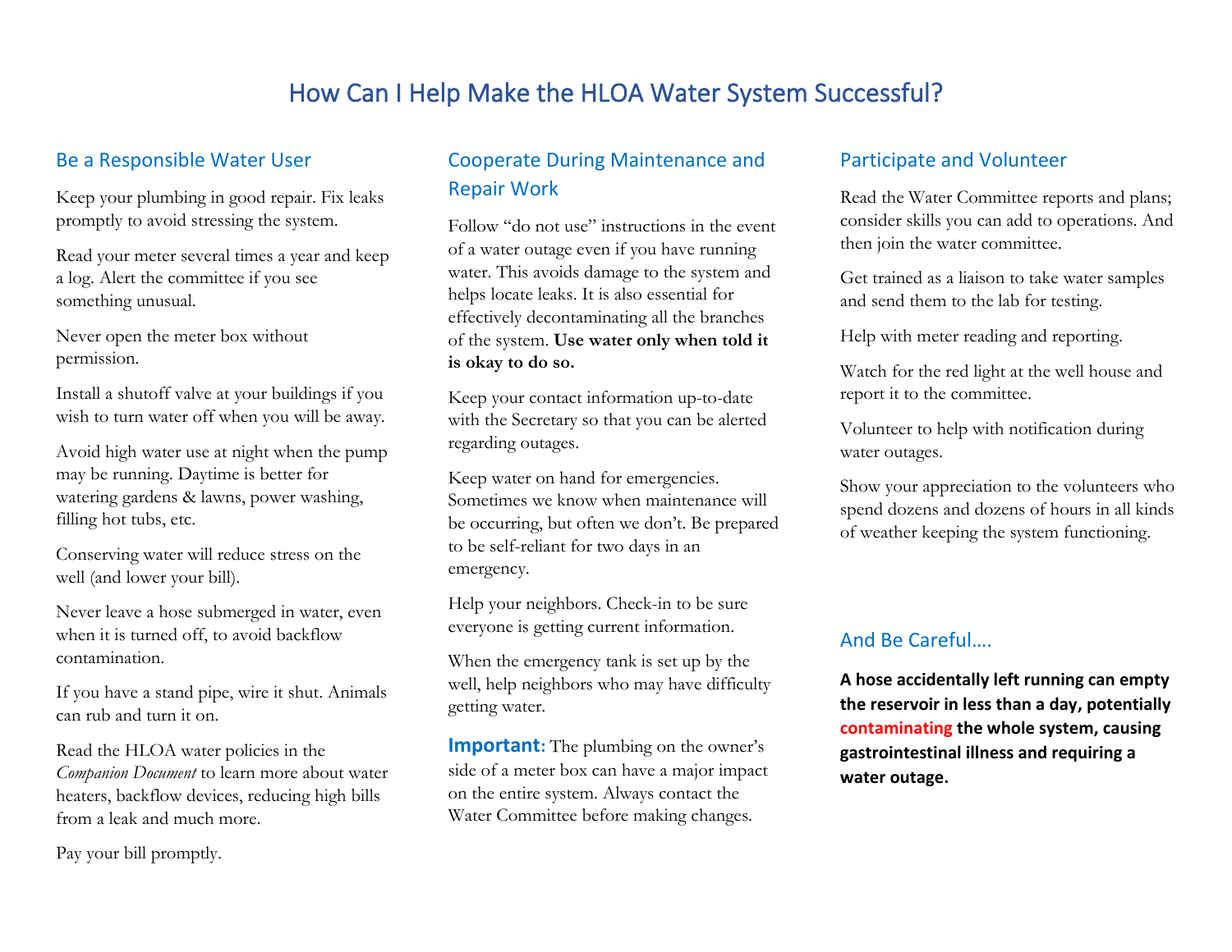# How Can I Help Make the HLOA Water System Successful?

## Be a Responsible Water User

Keep your plumbing in good repair. Fix leaks promptly to avoid stressing the system.

Read your meter several times a year and keep a log. Alert the committee if you see something unusual.

Never open the meter box without permission.

Install a shutoff valve at your buildings if you wish to turn water off when you will be away.

Avoid high water use at night when the pump may be running. Daytime is better for watering gardens & lawns, power washing, filling hot tubs, etc.

Conserving water will reduce stress on the well (and lower your bill).

Never leave a hose submerged in water, even when it is turned off, to avoid backflow contamination.

If you have a stand pipe, wire it shut. Animals can rub and turn it on.

Read the HLOA water policies in the *Companion Document* to learn more about water heaters, backflow devices, reducing high bills from a leak and much more.

Pay your bill promptly.

## Cooperate During Maintenance and Repair Work

Follow "do not use" instructions in the event of a water outage even if you have running water. This avoids damage to the system and helps locate leaks. It is also essential for effectively decontaminating all the branches of the system. **Use water only when told it is okay to do so.**

Keep your contact information up-to-date with the Secretary so that you can be alerted regarding outages.

Keep water on hand for emergencies. Sometimes we know when maintenance will be occurring, but often we don't. Be prepared to be self-reliant for two days in an emergency.

Help your neighbors. Check-in to be sure everyone is getting current information.

When the emergency tank is set up by the well, help neighbors who may have difficulty getting water.

**Important:** The plumbing on the owner's side of a meter box can have a major impact on the entire system. Always contact the Water Committee before making changes.

## Participate and Volunteer

Read the Water Committee reports and plans; consider skills you can add to operations. And then join the water committee.

Get trained as a liaison to take water samples and send them to the lab for testing.

Help with meter reading and reporting.

Watch for the red light at the well house and report it to the committee.

Volunteer to help with notification during water outages.

Show your appreciation to the volunteers who spend dozens and dozens of hours in all kinds of weather keeping the system functioning.

## And Be Careful….

**A hose accidentally left running can empty the reservoir in less than a day, potentially contaminating the whole system, causing gastrointestinal illness and requiring a water outage.**